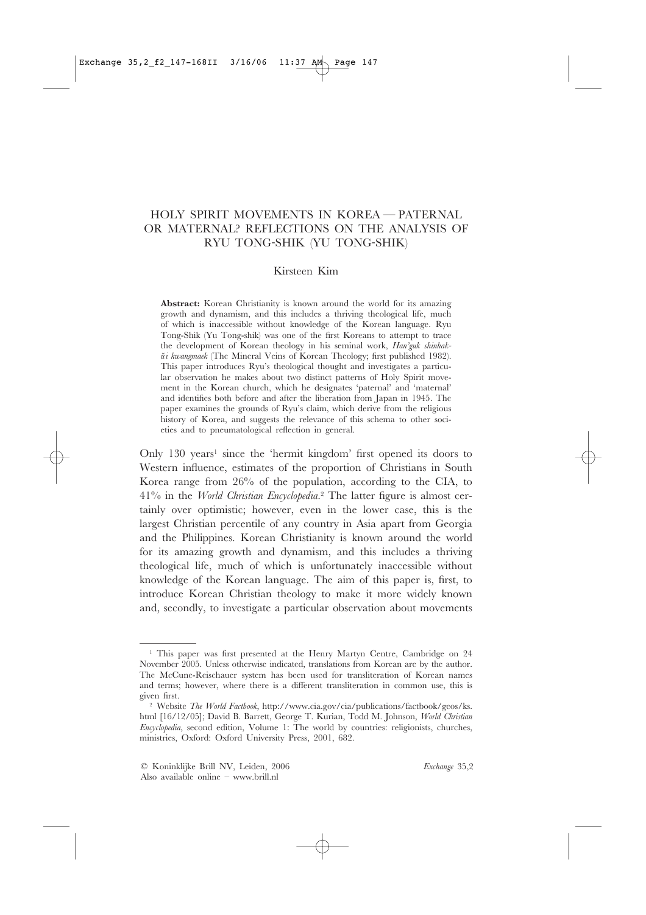# HOLY SPIRIT MOVEMENTS IN KOREA — PATERNAL OR MATERNAL? REFLECTIONS ON THE ANALYSIS OF RYU TONG-SHIK (YU TONG-SHIK)

Kirsteen Kim

**Abstract:** Korean Christianity is known around the world for its amazing growth and dynamism, and this includes a thriving theological life, much of which is inaccessible without knowledge of the Korean language. Ryu Tong-Shik (Yu Tong-shik) was one of the first Koreans to attempt to trace the development of Korean theology in his seminal work, *Han'guk shinhak-ŭi kwangmaek* (The Mineral Veins of Korean Theology; first published 1982). This paper introduces Ryu's theological thought and investigates a particular observation he makes about two distinct patterns of Holy Spirit movement in the Korean church, which he designates 'paternal' and 'maternal' and identifies both before and after the liberation from Japan in 1945. The paper examines the grounds of Ryu's claim, which derive from the religious history of Korea, and suggests the relevance of this schema to other societies and to pneumatological reflection in general.

Only 130 years[1] since the 'hermit kingdom' first opened its doors to Western influence, estimates of the proportion of Christians in South Korea range from 26% of the population, according to the CIA, to 41% in the *World Christian Encyclopedia*.[2] The latter figure is almost certainly over optimistic; however, even in the lower case, this is the largest Christian percentile of any country in Asia apart from Georgia and the Philippines. Korean Christianity is known around the world for its amazing growth and dynamism, and this includes a thriving theological life, much of which is unfortunately inaccessible without knowledge of the Korean language. The aim of this paper is, first, to introduce Korean Christian theology to make it more widely known and, secondly, to investigate a particular observation about movements

---

[1] This paper was first presented at the Henry Martyn Centre, Cambridge on 24 November 2005. Unless otherwise indicated, translations from Korean are by the author. The McCune-Reischauer system has been used for transliteration of Korean names and terms; however, where there is a different transliteration in common use, this is given first.

[2] Website *The World Factbook*, http://www.cia.gov/cia/publications/factbook/geos/ks.html [16/12/05]; David B. Barrett, George T. Kurian, Todd M. Johnson, *World Christian Encyclopedia*, second edition, Volume 1: The world by countries: religionists, churches, ministries, Oxford: Oxford University Press, 2001, 682.

© Koninklijke Brill NV, Leiden, 2006
Also available online – www.brill.nl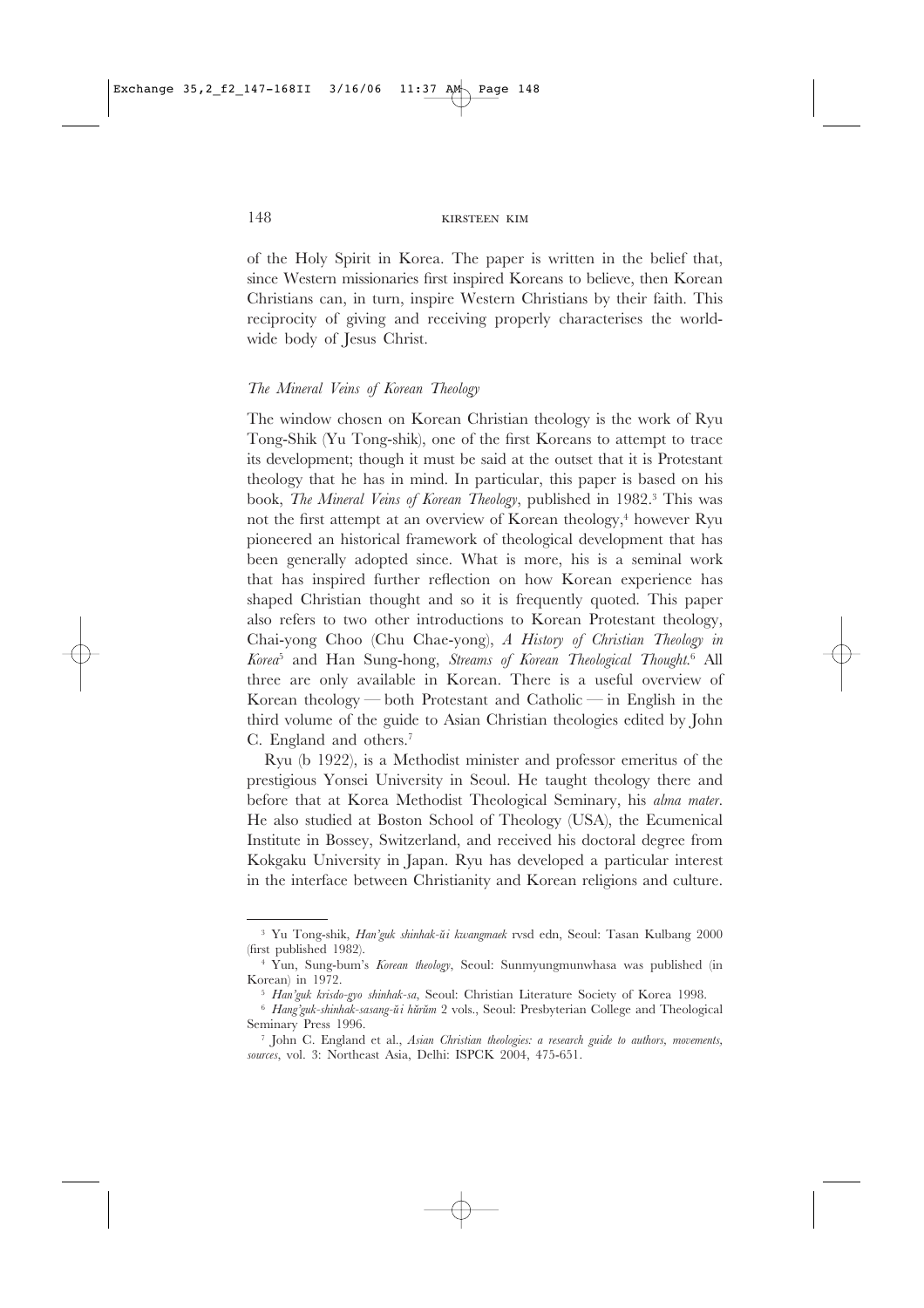of the Holy Spirit in Korea. The paper is written in the belief that, since Western missionaries first inspired Koreans to believe, then Korean Christians can, in turn, inspire Western Christians by their faith. This reciprocity of giving and receiving properly characterises the world-wide body of Jesus Christ.

*The Mineral Veins of Korean Theology*

The window chosen on Korean Christian theology is the work of Ryu Tong-Shik (Yu Tong-shik), one of the first Koreans to attempt to trace its development; though it must be said at the outset that it is Protestant theology that he has in mind. In particular, this paper is based on his book, *The Mineral Veins of Korean Theology*, published in 1982.[3] This was not the first attempt at an overview of Korean theology,[4] however Ryu pioneered an historical framework of theological development that has been generally adopted since. What is more, his is a seminal work that has inspired further reflection on how Korean experience has shaped Christian thought and so it is frequently quoted. This paper also refers to two other introductions to Korean Protestant theology, Chai-yong Choo (Chu Chae-yong), *A History of Christian Theology in Korea*[5] and Han Sung-hong, *Streams of Korean Theological Thought*.[6] All three are only available in Korean. There is a useful overview of Korean theology — both Protestant and Catholic — in English in the third volume of the guide to Asian Christian theologies edited by John C. England and others.[7]

Ryu (b 1922), is a Methodist minister and professor emeritus of the prestigious Yonsei University in Seoul. He taught theology there and before that at Korea Methodist Theological Seminary, his *alma mater*. He also studied at Boston School of Theology (USA), the Ecumenical Institute in Bossey, Switzerland, and received his doctoral degree from Kokgaku University in Japan. Ryu has developed a particular interest in the interface between Christianity and Korean religions and culture.

---

[3] Yu Tong-shik, *Han'guk shinhak-ŭi kwangmaek* rvsd edn, Seoul: Tasan Kulbang 2000 (first published 1982).

[4] Yun, Sung-bum's *Korean theology*, Seoul: Sunmyungmunwhasa was published (in Korean) in 1972.

[5] *Han'guk krisdo-gyo shinhak-sa*, Seoul: Christian Literature Society of Korea 1998.

[6] *Hang'guk-shinhak-sasang-ŭi hŭrŭm* 2 vols., Seoul: Presbyterian College and Theological Seminary Press 1996.

[7] John C. England et al., *Asian Christian theologies: a research guide to authors, movements, sources*, vol. 3: Northeast Asia, Delhi: ISPCK 2004, 475-651.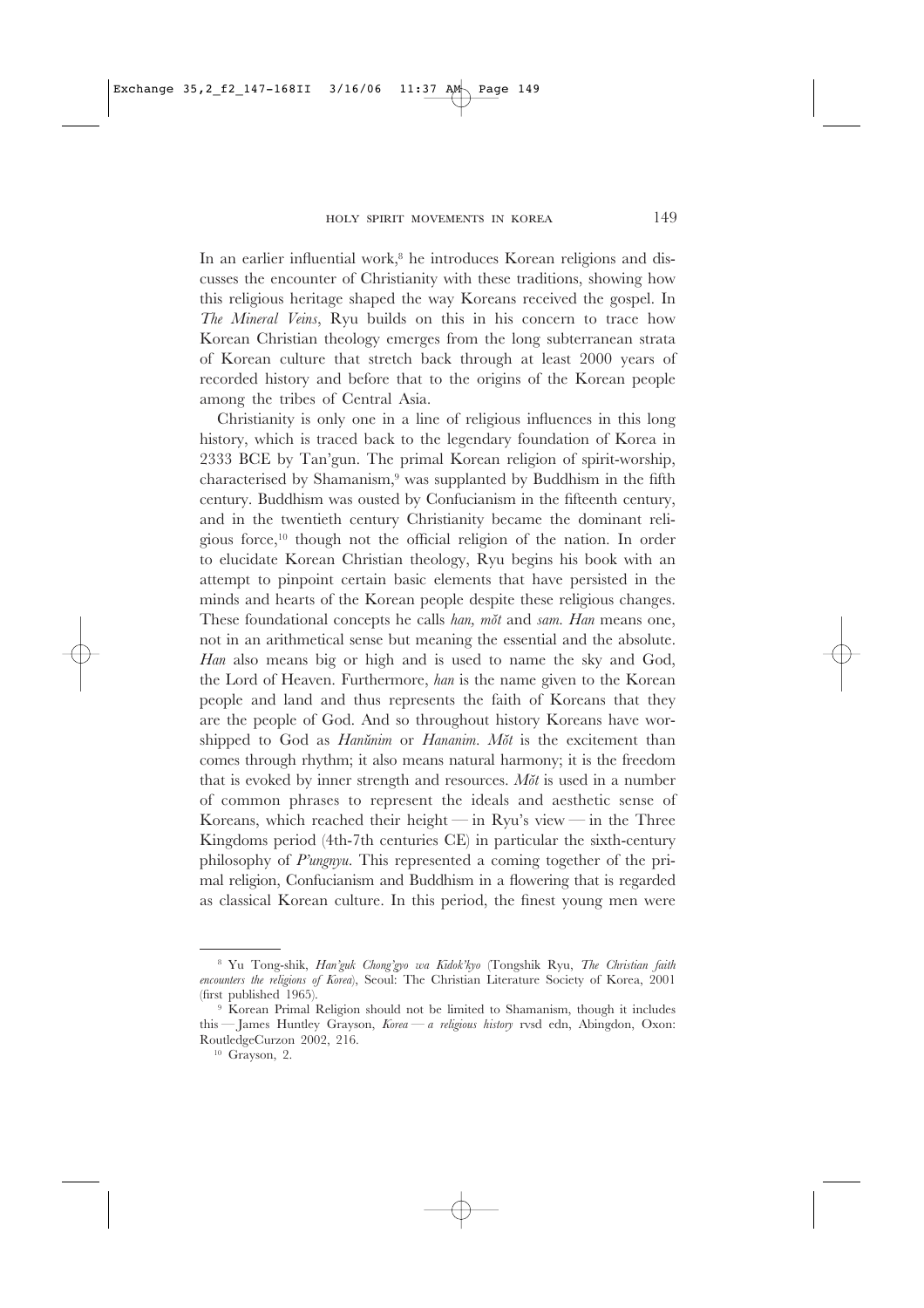In an earlier influential work,[8] he introduces Korean religions and discusses the encounter of Christianity with these traditions, showing how this religious heritage shaped the way Koreans received the gospel. In *The Mineral Veins*, Ryu builds on this in his concern to trace how Korean Christian theology emerges from the long subterranean strata of Korean culture that stretch back through at least 2000 years of recorded history and before that to the origins of the Korean people among the tribes of Central Asia.

Christianity is only one in a line of religious influences in this long history, which is traced back to the legendary foundation of Korea in 2333 BCE by Tan'gun. The primal Korean religion of spirit-worship, characterised by Shamanism,[9] was supplanted by Buddhism in the fifth century. Buddhism was ousted by Confucianism in the fifteenth century, and in the twentieth century Christianity became the dominant religious force,[10] though not the official religion of the nation. In order to elucidate Korean Christian theology, Ryu begins his book with an attempt to pinpoint certain basic elements that have persisted in the minds and hearts of the Korean people despite these religious changes. These foundational concepts he calls *han*, *mŏt* and *sam*. *Han* means one, not in an arithmetical sense but meaning the essential and the absolute. *Han* also means big or high and is used to name the sky and God, the Lord of Heaven. Furthermore, *han* is the name given to the Korean people and land and thus represents the faith of Koreans that they are the people of God. And so throughout history Koreans have worshipped to God as *Hanŭnim* or *Hananim*. *Mŏt* is the excitement than comes through rhythm; it also means natural harmony; it is the freedom that is evoked by inner strength and resources. *Mŏt* is used in a number of common phrases to represent the ideals and aesthetic sense of Koreans, which reached their height — in Ryu's view — in the Three Kingdoms period (4th-7th centuries CE) in particular the sixth-century philosophy of *P'ungnyu*. This represented a coming together of the primal religion, Confucianism and Buddhism in a flowering that is regarded as classical Korean culture. In this period, the finest young men were

---

[8] Yu Tong-shik, *Han'guk Chong'gyo wa Kidok'kyo* (Tongshik Ryu, *The Christian faith encounters the religions of Korea*), Seoul: The Christian Literature Society of Korea, 2001 (first published 1965).

[9] Korean Primal Religion should not be limited to Shamanism, though it includes this — James Huntley Grayson, *Korea — a religious history* rvsd edn, Abingdon, Oxon: RoutledgeCurzon 2002, 216.

[10] Grayson, 2.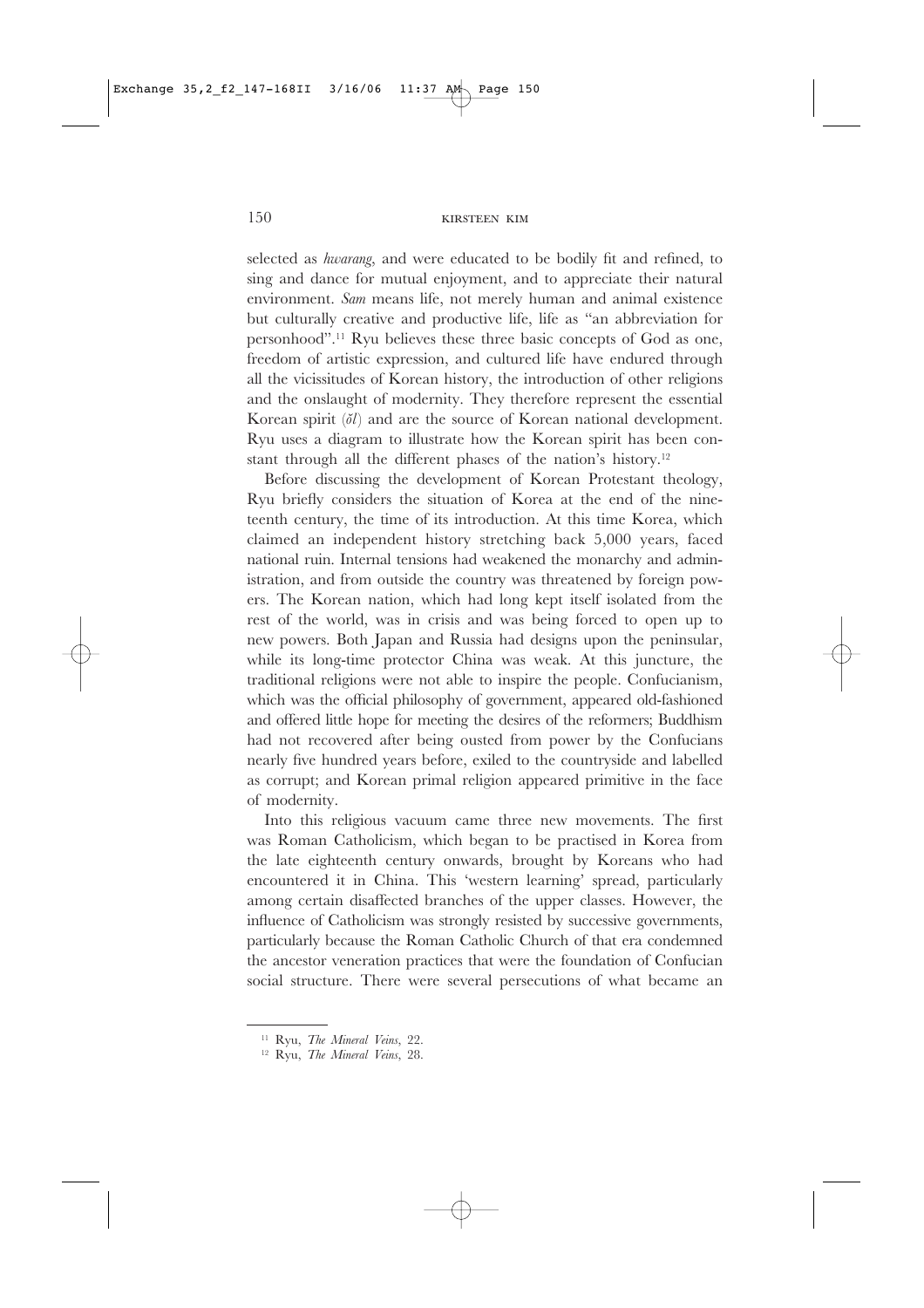selected as *hwarang*, and were educated to be bodily fit and refined, to sing and dance for mutual enjoyment, and to appreciate their natural environment. *Sam* means life, not merely human and animal existence but culturally creative and productive life, life as "an abbreviation for personhood".[11] Ryu believes these three basic concepts of God as one, freedom of artistic expression, and cultured life have endured through all the vicissitudes of Korean history, the introduction of other religions and the onslaught of modernity. They therefore represent the essential Korean spirit (*ŏl*) and are the source of Korean national development. Ryu uses a diagram to illustrate how the Korean spirit has been constant through all the different phases of the nation's history.[12]

Before discussing the development of Korean Protestant theology, Ryu briefly considers the situation of Korea at the end of the nineteenth century, the time of its introduction. At this time Korea, which claimed an independent history stretching back 5,000 years, faced national ruin. Internal tensions had weakened the monarchy and administration, and from outside the country was threatened by foreign powers. The Korean nation, which had long kept itself isolated from the rest of the world, was in crisis and was being forced to open up to new powers. Both Japan and Russia had designs upon the peninsular, while its long-time protector China was weak. At this juncture, the traditional religions were not able to inspire the people. Confucianism, which was the official philosophy of government, appeared old-fashioned and offered little hope for meeting the desires of the reformers; Buddhism had not recovered after being ousted from power by the Confucians nearly five hundred years before, exiled to the countryside and labelled as corrupt; and Korean primal religion appeared primitive in the face of modernity.

Into this religious vacuum came three new movements. The first was Roman Catholicism, which began to be practised in Korea from the late eighteenth century onwards, brought by Koreans who had encountered it in China. This 'western learning' spread, particularly among certain disaffected branches of the upper classes. However, the influence of Catholicism was strongly resisted by successive governments, particularly because the Roman Catholic Church of that era condemned the ancestor veneration practices that were the foundation of Confucian social structure. There were several persecutions of what became an

---

[11] Ryu, *The Mineral Veins*, 22.

[12] Ryu, *The Mineral Veins*, 28.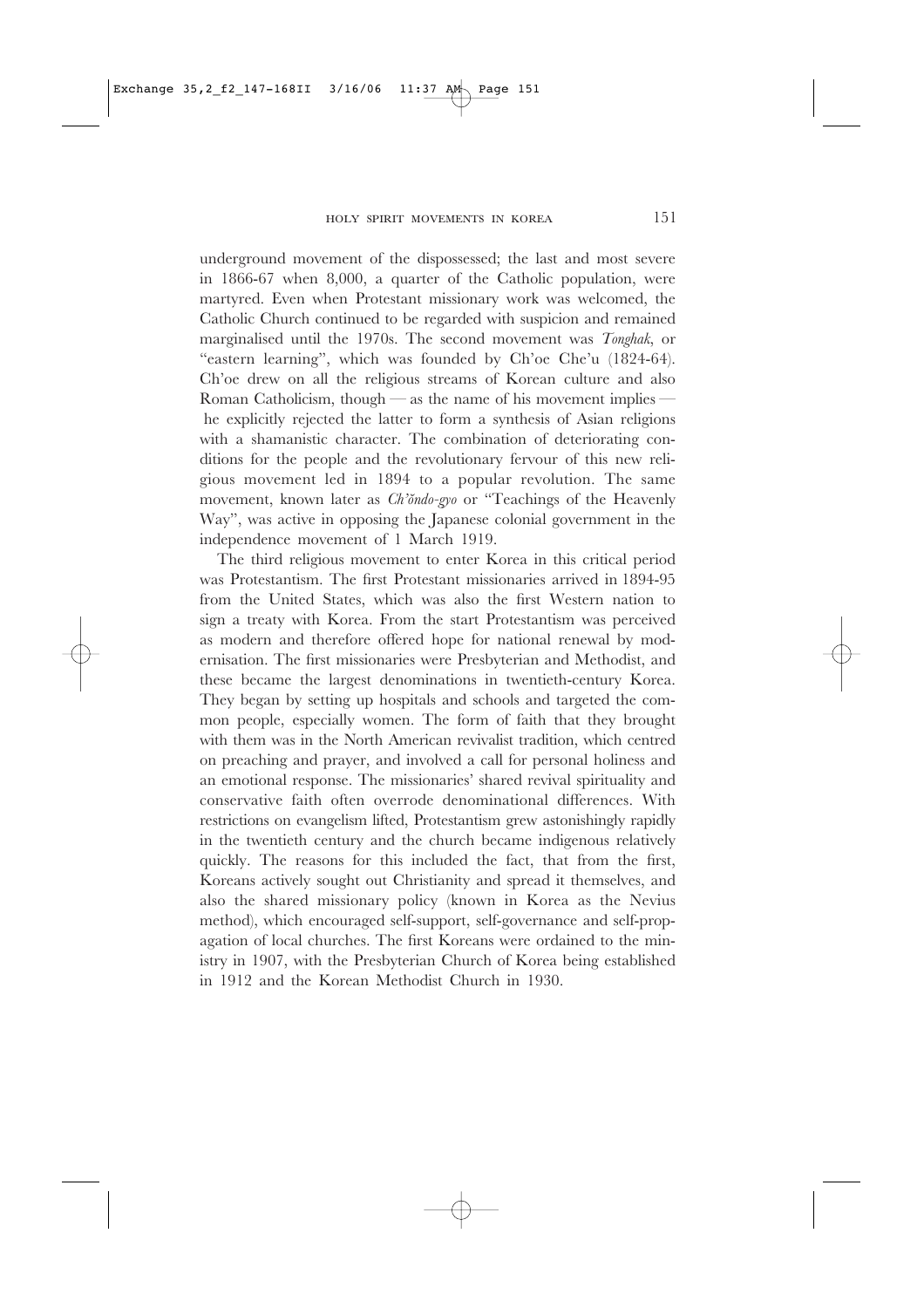underground movement of the dispossessed; the last and most severe in 1866-67 when 8,000, a quarter of the Catholic population, were martyred. Even when Protestant missionary work was welcomed, the Catholic Church continued to be regarded with suspicion and remained marginalised until the 1970s. The second movement was *Tonghak*, or "eastern learning", which was founded by Ch'oe Che'u (1824-64). Ch'oe drew on all the religious streams of Korean culture and also Roman Catholicism, though — as the name of his movement implies — he explicitly rejected the latter to form a synthesis of Asian religions with a shamanistic character. The combination of deteriorating conditions for the people and the revolutionary fervour of this new religious movement led in 1894 to a popular revolution. The same movement, known later as *Ch'ŏndo-gyo* or "Teachings of the Heavenly Way", was active in opposing the Japanese colonial government in the independence movement of 1 March 1919.

The third religious movement to enter Korea in this critical period was Protestantism. The first Protestant missionaries arrived in 1894-95 from the United States, which was also the first Western nation to sign a treaty with Korea. From the start Protestantism was perceived as modern and therefore offered hope for national renewal by modernisation. The first missionaries were Presbyterian and Methodist, and these became the largest denominations in twentieth-century Korea. They began by setting up hospitals and schools and targeted the common people, especially women. The form of faith that they brought with them was in the North American revivalist tradition, which centred on preaching and prayer, and involved a call for personal holiness and an emotional response. The missionaries' shared revival spirituality and conservative faith often overrode denominational differences. With restrictions on evangelism lifted, Protestantism grew astonishingly rapidly in the twentieth century and the church became indigenous relatively quickly. The reasons for this included the fact, that from the first, Koreans actively sought out Christianity and spread it themselves, and also the shared missionary policy (known in Korea as the Nevius method), which encouraged self-support, self-governance and self-propagation of local churches. The first Koreans were ordained to the ministry in 1907, with the Presbyterian Church of Korea being established in 1912 and the Korean Methodist Church in 1930.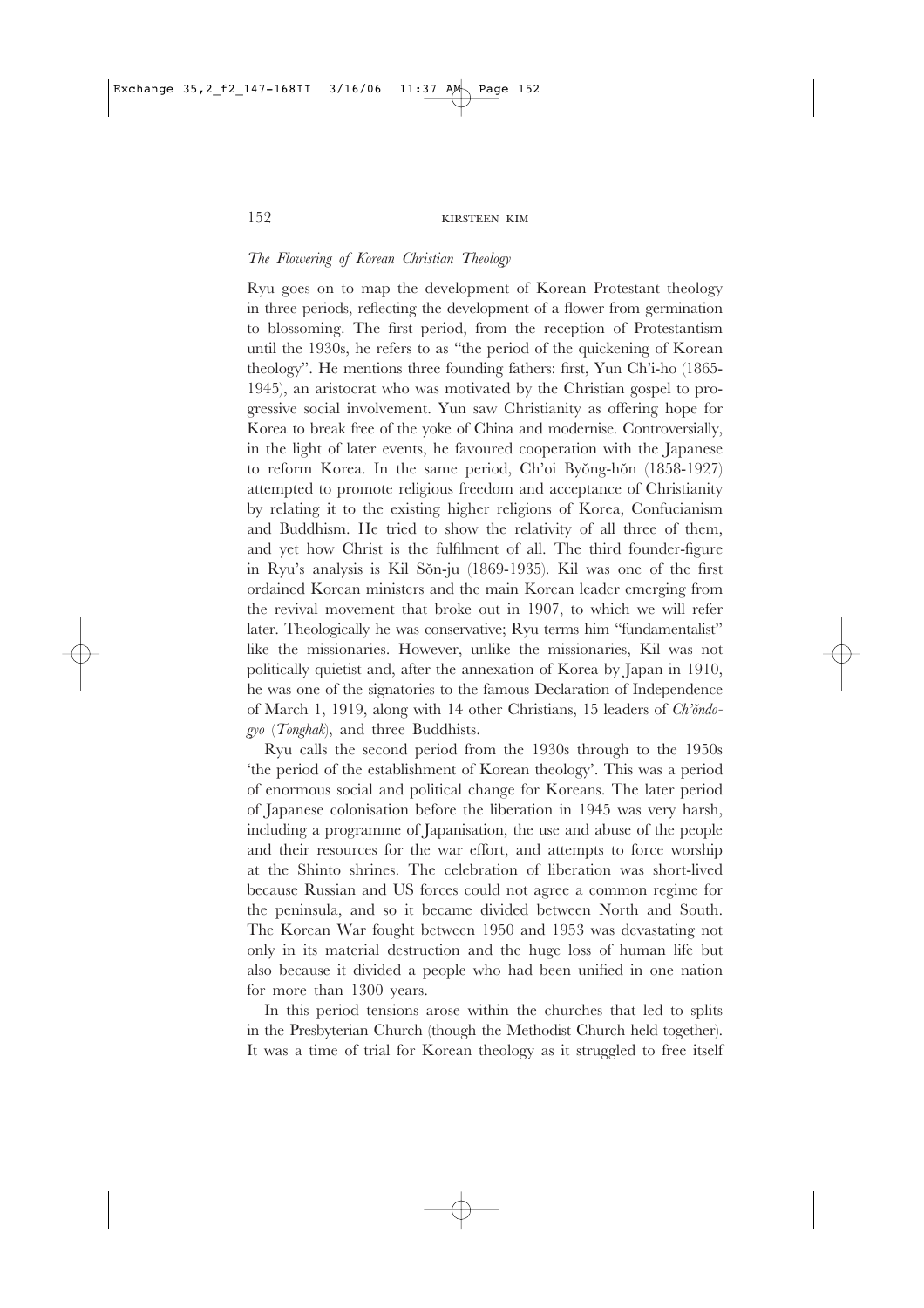*The Flowering of Korean Christian Theology*

Ryu goes on to map the development of Korean Protestant theology in three periods, reflecting the development of a flower from germination to blossoming. The first period, from the reception of Protestantism until the 1930s, he refers to as "the period of the quickening of Korean theology". He mentions three founding fathers: first, Yun Ch'i-ho (1865-1945), an aristocrat who was motivated by the Christian gospel to progressive social involvement. Yun saw Christianity as offering hope for Korea to break free of the yoke of China and modernise. Controversially, in the light of later events, he favoured cooperation with the Japanese to reform Korea. In the same period, Ch'oi Byŏng-hŏn (1858-1927) attempted to promote religious freedom and acceptance of Christianity by relating it to the existing higher religions of Korea, Confucianism and Buddhism. He tried to show the relativity of all three of them, and yet how Christ is the fulfilment of all. The third founder-figure in Ryu's analysis is Kil Sŏn-ju (1869-1935). Kil was one of the first ordained Korean ministers and the main Korean leader emerging from the revival movement that broke out in 1907, to which we will refer later. Theologically he was conservative; Ryu terms him "fundamentalist" like the missionaries. However, unlike the missionaries, Kil was not politically quietist and, after the annexation of Korea by Japan in 1910, he was one of the signatories to the famous Declaration of Independence of March 1, 1919, along with 14 other Christians, 15 leaders of *Ch'ŏndo-gyo* (*Tonghak*), and three Buddhists.

Ryu calls the second period from the 1930s through to the 1950s 'the period of the establishment of Korean theology'. This was a period of enormous social and political change for Koreans. The later period of Japanese colonisation before the liberation in 1945 was very harsh, including a programme of Japanisation, the use and abuse of the people and their resources for the war effort, and attempts to force worship at the Shinto shrines. The celebration of liberation was short-lived because Russian and US forces could not agree a common regime for the peninsula, and so it became divided between North and South. The Korean War fought between 1950 and 1953 was devastating not only in its material destruction and the huge loss of human life but also because it divided a people who had been unified in one nation for more than 1300 years.

In this period tensions arose within the churches that led to splits in the Presbyterian Church (though the Methodist Church held together). It was a time of trial for Korean theology as it struggled to free itself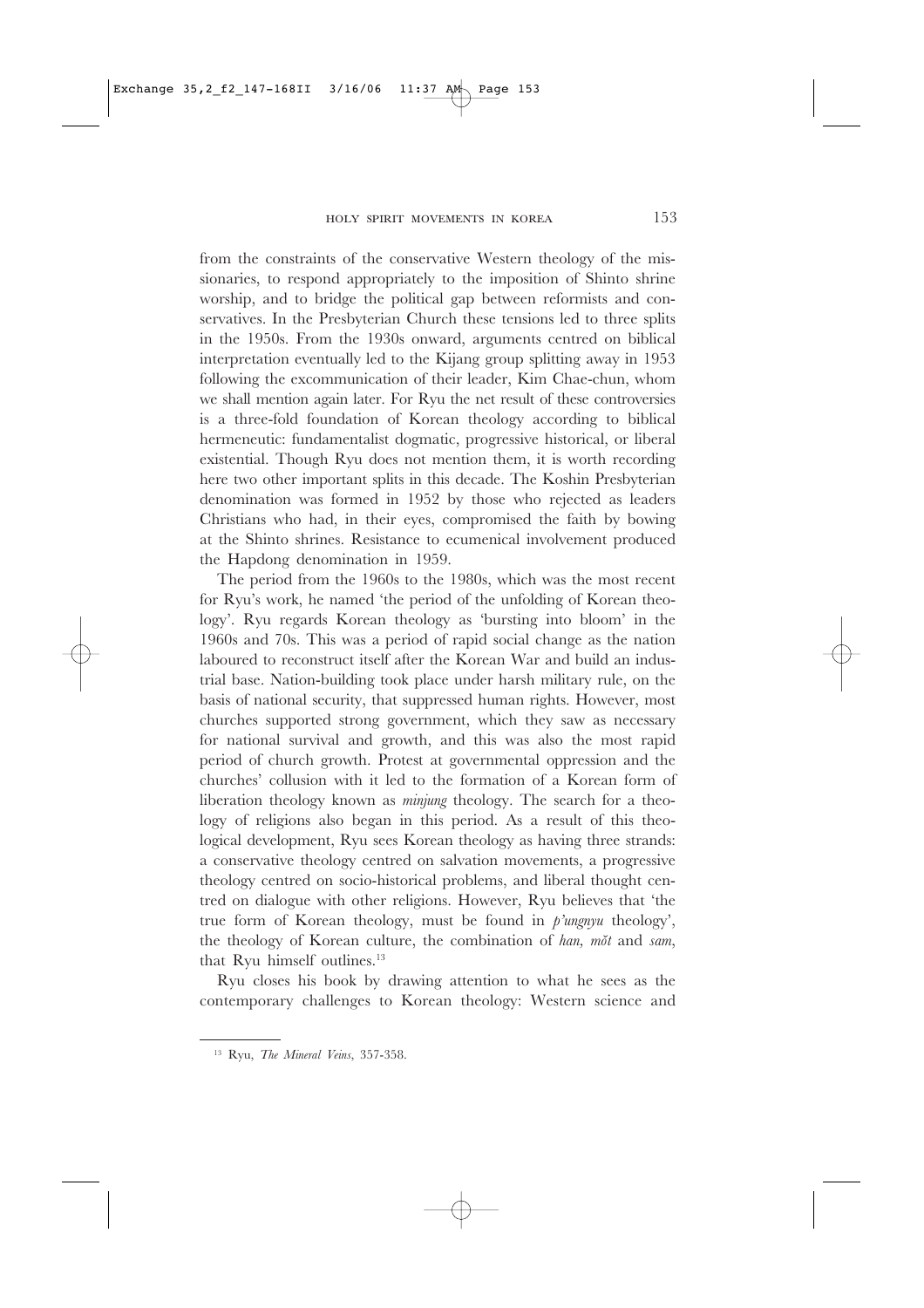from the constraints of the conservative Western theology of the missionaries, to respond appropriately to the imposition of Shinto shrine worship, and to bridge the political gap between reformists and conservatives. In the Presbyterian Church these tensions led to three splits in the 1950s. From the 1930s onward, arguments centred on biblical interpretation eventually led to the Kijang group splitting away in 1953 following the excommunication of their leader, Kim Chae-chun, whom we shall mention again later. For Ryu the net result of these controversies is a three-fold foundation of Korean theology according to biblical hermeneutic: fundamentalist dogmatic, progressive historical, or liberal existential. Though Ryu does not mention them, it is worth recording here two other important splits in this decade. The Koshin Presbyterian denomination was formed in 1952 by those who rejected as leaders Christians who had, in their eyes, compromised the faith by bowing at the Shinto shrines. Resistance to ecumenical involvement produced the Hapdong denomination in 1959.

The period from the 1960s to the 1980s, which was the most recent for Ryu's work, he named 'the period of the unfolding of Korean theology'. Ryu regards Korean theology as 'bursting into bloom' in the 1960s and 70s. This was a period of rapid social change as the nation laboured to reconstruct itself after the Korean War and build an industrial base. Nation-building took place under harsh military rule, on the basis of national security, that suppressed human rights. However, most churches supported strong government, which they saw as necessary for national survival and growth, and this was also the most rapid period of church growth. Protest at governmental oppression and the churches' collusion with it led to the formation of a Korean form of liberation theology known as *minjung* theology. The search for a theology of religions also began in this period. As a result of this theological development, Ryu sees Korean theology as having three strands: a conservative theology centred on salvation movements, a progressive theology centred on socio-historical problems, and liberal thought centred on dialogue with other religions. However, Ryu believes that 'the true form of Korean theology, must be found in *p'ungnyu* theology', the theology of Korean culture, the combination of *han, mŏt* and *sam*, that Ryu himself outlines.[13]

Ryu closes his book by drawing attention to what he sees as the contemporary challenges to Korean theology: Western science and

[13] Ryu, *The Mineral Veins*, 357-358.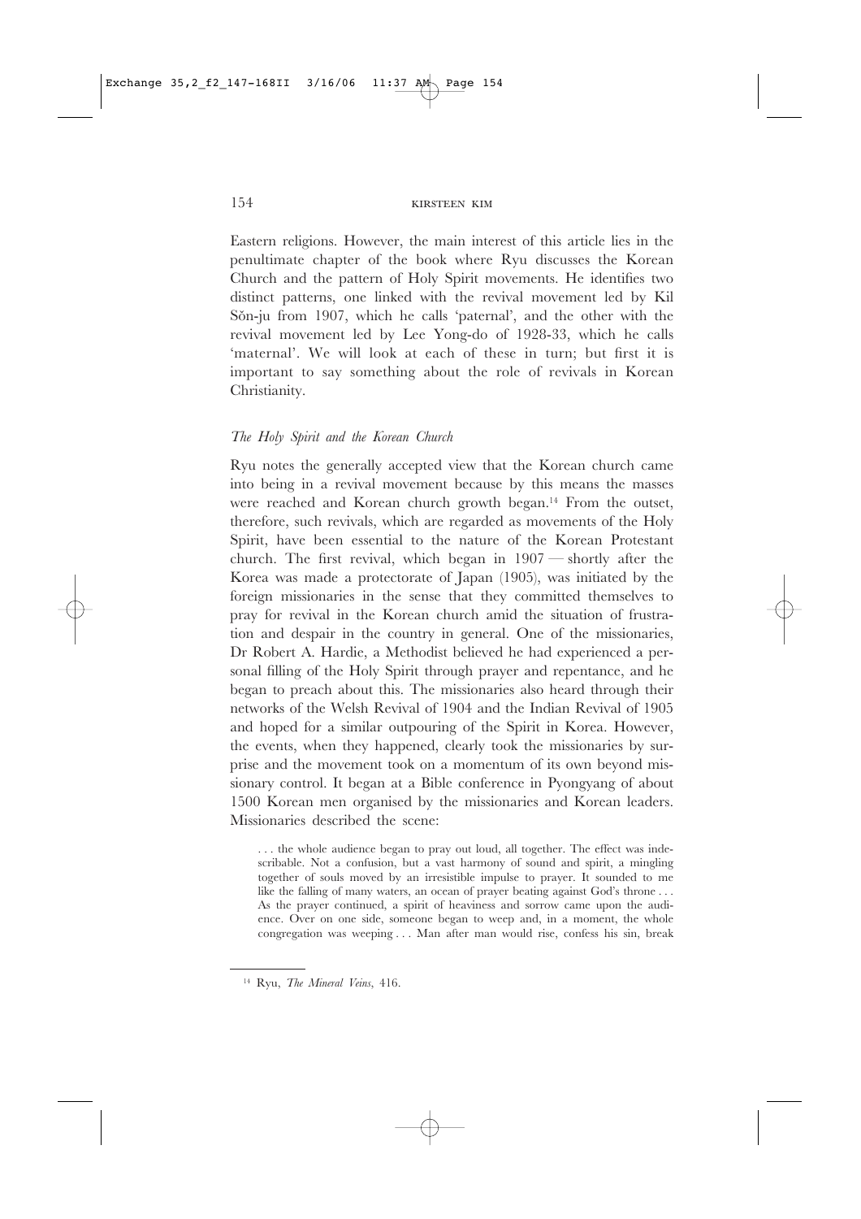Eastern religions. However, the main interest of this article lies in the penultimate chapter of the book where Ryu discusses the Korean Church and the pattern of Holy Spirit movements. He identifies two distinct patterns, one linked with the revival movement led by Kil Sŏn-ju from 1907, which he calls 'paternal', and the other with the revival movement led by Lee Yong-do of 1928-33, which he calls 'maternal'. We will look at each of these in turn; but first it is important to say something about the role of revivals in Korean Christianity.

### *The Holy Spirit and the Korean Church*

Ryu notes the generally accepted view that the Korean church came into being in a revival movement because by this means the masses were reached and Korean church growth began.[14] From the outset, therefore, such revivals, which are regarded as movements of the Holy Spirit, have been essential to the nature of the Korean Protestant church. The first revival, which began in 1907 — shortly after the Korea was made a protectorate of Japan (1905), was initiated by the foreign missionaries in the sense that they committed themselves to pray for revival in the Korean church amid the situation of frustration and despair in the country in general. One of the missionaries, Dr Robert A. Hardie, a Methodist believed he had experienced a personal filling of the Holy Spirit through prayer and repentance, and he began to preach about this. The missionaries also heard through their networks of the Welsh Revival of 1904 and the Indian Revival of 1905 and hoped for a similar outpouring of the Spirit in Korea. However, the events, when they happened, clearly took the missionaries by surprise and the movement took on a momentum of its own beyond missionary control. It began at a Bible conference in Pyongyang of about 1500 Korean men organised by the missionaries and Korean leaders. Missionaries described the scene:

> . . . the whole audience began to pray out loud, all together. The effect was indescribable. Not a confusion, but a vast harmony of sound and spirit, a mingling together of souls moved by an irresistible impulse to prayer. It sounded to me like the falling of many waters, an ocean of prayer beating against God's throne . . . As the prayer continued, a spirit of heaviness and sorrow came upon the audience. Over on one side, someone began to weep and, in a moment, the whole congregation was weeping . . . Man after man would rise, confess his sin, break

[14] Ryu, *The Mineral Veins*, 416.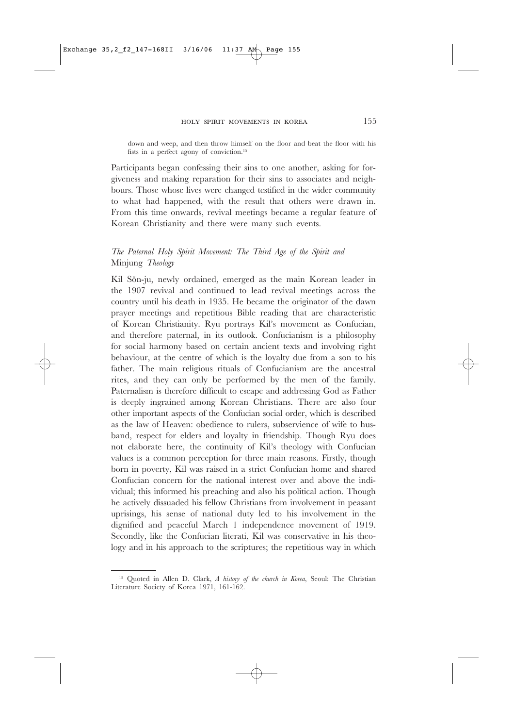down and weep, and then throw himself on the floor and beat the floor with his fists in a perfect agony of conviction.[15]

Participants began confessing their sins to one another, asking for forgiveness and making reparation for their sins to associates and neighbours. Those whose lives were changed testified in the wider community to what had happened, with the result that others were drawn in. From this time onwards, revival meetings became a regular feature of Korean Christianity and there were many such events.

### *The Paternal Holy Spirit Movement: The Third Age of the Spirit and* Minjung *Theology*

Kil Sŏn-ju, newly ordained, emerged as the main Korean leader in the 1907 revival and continued to lead revival meetings across the country until his death in 1935. He became the originator of the dawn prayer meetings and repetitious Bible reading that are characteristic of Korean Christianity. Ryu portrays Kil's movement as Confucian, and therefore paternal, in its outlook. Confucianism is a philosophy for social harmony based on certain ancient texts and involving right behaviour, at the centre of which is the loyalty due from a son to his father. The main religious rituals of Confucianism are the ancestral rites, and they can only be performed by the men of the family. Paternalism is therefore difficult to escape and addressing God as Father is deeply ingrained among Korean Christians. There are also four other important aspects of the Confucian social order, which is described as the law of Heaven: obedience to rulers, subservience of wife to husband, respect for elders and loyalty in friendship. Though Ryu does not elaborate here, the continuity of Kil's theology with Confucian values is a common perception for three main reasons. Firstly, though born in poverty, Kil was raised in a strict Confucian home and shared Confucian concern for the national interest over and above the individual; this informed his preaching and also his political action. Though he actively dissuaded his fellow Christians from involvement in peasant uprisings, his sense of national duty led to his involvement in the dignified and peaceful March 1 independence movement of 1919. Secondly, like the Confucian literati, Kil was conservative in his theology and in his approach to the scriptures; the repetitious way in which

[15] Quoted in Allen D. Clark, *A history of the church in Korea*, Seoul: The Christian Literature Society of Korea 1971, 161-162.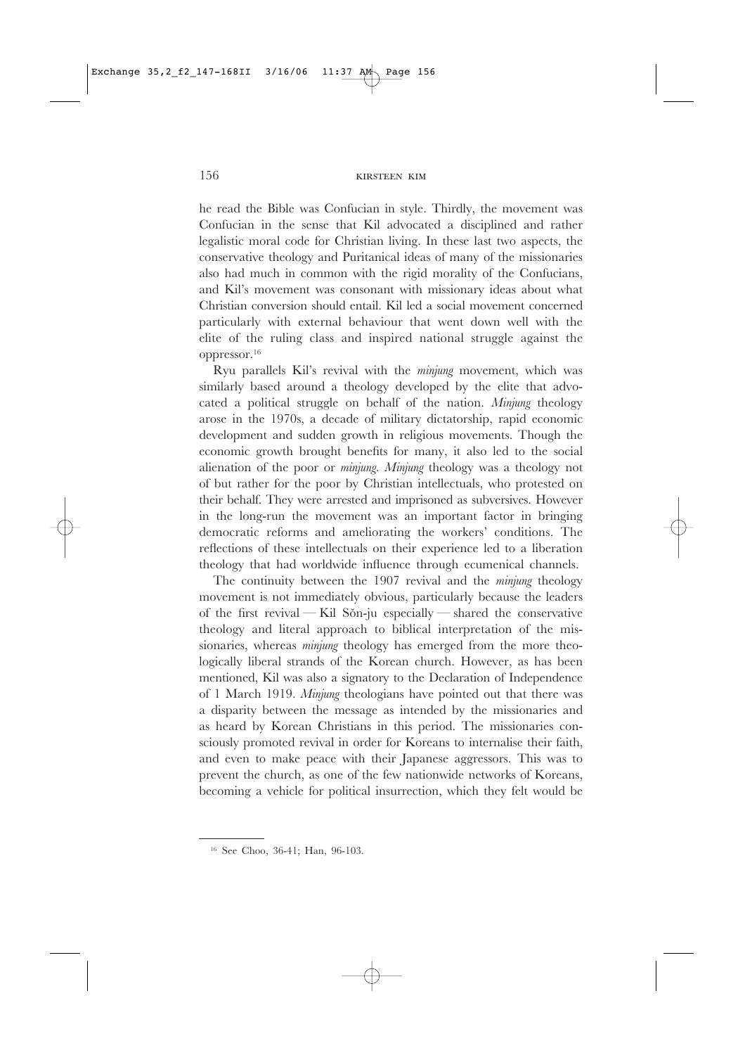he read the Bible was Confucian in style. Thirdly, the movement was Confucian in the sense that Kil advocated a disciplined and rather legalistic moral code for Christian living. In these last two aspects, the conservative theology and Puritanical ideas of many of the missionaries also had much in common with the rigid morality of the Confucians, and Kil's movement was consonant with missionary ideas about what Christian conversion should entail. Kil led a social movement concerned particularly with external behaviour that went down well with the elite of the ruling class and inspired national struggle against the oppressor.[16]

Ryu parallels Kil's revival with the *minjung* movement, which was similarly based around a theology developed by the elite that advocated a political struggle on behalf of the nation. *Minjung* theology arose in the 1970s, a decade of military dictatorship, rapid economic development and sudden growth in religious movements. Though the economic growth brought benefits for many, it also led to the social alienation of the poor or *minjung*. *Minjung* theology was a theology not of but rather for the poor by Christian intellectuals, who protested on their behalf. They were arrested and imprisoned as subversives. However in the long-run the movement was an important factor in bringing democratic reforms and ameliorating the workers' conditions. The reflections of these intellectuals on their experience led to a liberation theology that had worldwide influence through ecumenical channels.

The continuity between the 1907 revival and the *minjung* theology movement is not immediately obvious, particularly because the leaders of the first revival — Kil Sŏn-ju especially — shared the conservative theology and literal approach to biblical interpretation of the missionaries, whereas *minjung* theology has emerged from the more theologically liberal strands of the Korean church. However, as has been mentioned, Kil was also a signatory to the Declaration of Independence of 1 March 1919. *Minjung* theologians have pointed out that there was a disparity between the message as intended by the missionaries and as heard by Korean Christians in this period. The missionaries consciously promoted revival in order for Koreans to internalise their faith, and even to make peace with their Japanese aggressors. This was to prevent the church, as one of the few nationwide networks of Koreans, becoming a vehicle for political insurrection, which they felt would be

[16] See Choo, 36-41; Han, 96-103.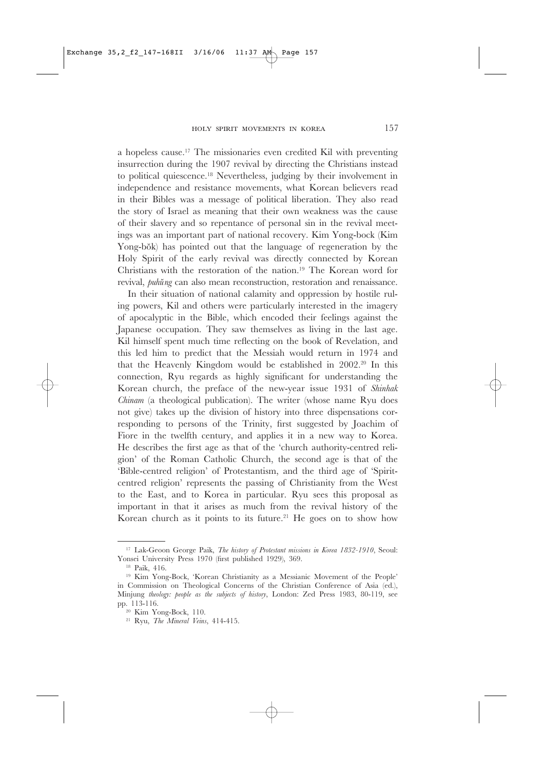a hopeless cause.[17] The missionaries even credited Kil with preventing insurrection during the 1907 revival by directing the Christians instead to political quiescence.[18] Nevertheless, judging by their involvement in independence and resistance movements, what Korean believers read in their Bibles was a message of political liberation. They also read the story of Israel as meaning that their own weakness was the cause of their slavery and so repentance of personal sin in the revival meetings was an important part of national recovery. Kim Yong-bock (Kim Yong-bŏk) has pointed out that the language of regeneration by the Holy Spirit of the early revival was directly connected by Korean Christians with the restoration of the nation.[19] The Korean word for revival, *puhŭng* can also mean reconstruction, restoration and renaissance.

In their situation of national calamity and oppression by hostile ruling powers, Kil and others were particularly interested in the imagery of apocalyptic in the Bible, which encoded their feelings against the Japanese occupation. They saw themselves as living in the last age. Kil himself spent much time reflecting on the book of Revelation, and this led him to predict that the Messiah would return in 1974 and that the Heavenly Kingdom would be established in 2002.[20] In this connection, Ryu regards as highly significant for understanding the Korean church, the preface of the new-year issue 1931 of *Shinhak Chinam* (a theological publication). The writer (whose name Ryu does not give) takes up the division of history into three dispensations corresponding to persons of the Trinity, first suggested by Joachim of Fiore in the twelfth century, and applies it in a new way to Korea. He describes the first age as that of the 'church authority-centred religion' of the Roman Catholic Church, the second age is that of the 'Bible-centred religion' of Protestantism, and the third age of 'Spirit-centred religion' represents the passing of Christianity from the West to the East, and to Korea in particular. Ryu sees this proposal as important in that it arises as much from the revival history of the Korean church as it points to its future.[21] He goes on to show how

---

[17] Lak-Geoon George Paik, *The history of Protestant missions in Korea 1832-1910*, Seoul: Yonsei University Press 1970 (first published 1929), 369.

[18] Paik, 416.

[19] Kim Yong-Bock, 'Korean Christianity as a Messianic Movement of the People' in Commission on Theological Concerns of the Christian Conference of Asia (ed.), Minjung *theology: people as the subjects of history*, London: Zed Press 1983, 80-119, see pp. 113-116.

[20] Kim Yong-Bock, 110.

[21] Ryu, *The Mineral Veins*, 414-415.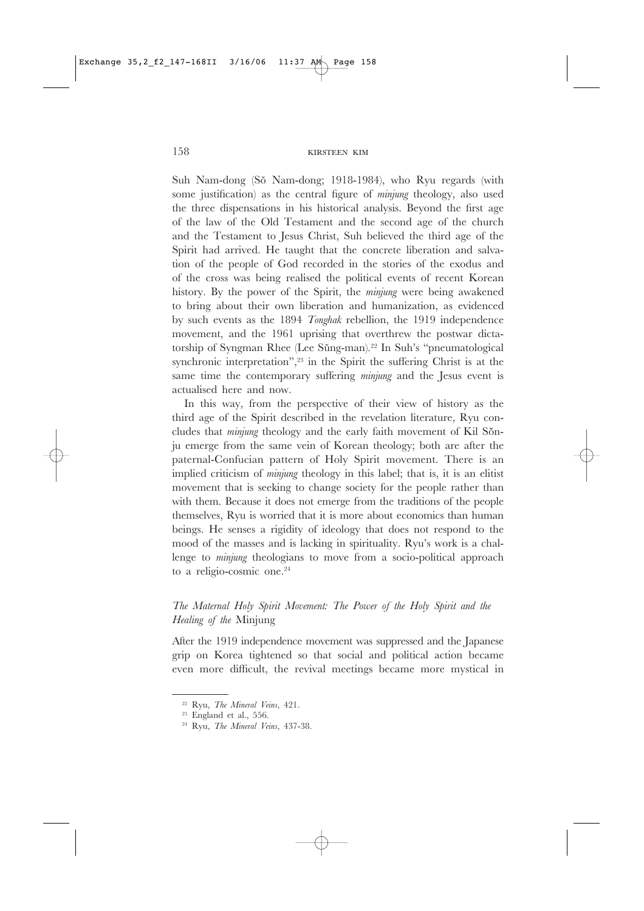Suh Nam-dong (Sŏ Nam-dong; 1918-1984), who Ryu regards (with some justification) as the central figure of *minjung* theology, also used the three dispensations in his historical analysis. Beyond the first age of the law of the Old Testament and the second age of the church and the Testament to Jesus Christ, Suh believed the third age of the Spirit had arrived. He taught that the concrete liberation and salvation of the people of God recorded in the stories of the exodus and of the cross was being realised the political events of recent Korean history. By the power of the Spirit, the *minjung* were being awakened to bring about their own liberation and humanization, as evidenced by such events as the 1894 *Tonghak* rebellion, the 1919 independence movement, and the 1961 uprising that overthrew the postwar dictatorship of Syngman Rhee (Lee Sŭng-man).[22] In Suh's "pneumatological synchronic interpretation",[23] in the Spirit the suffering Christ is at the same time the contemporary suffering *minjung* and the Jesus event is actualised here and now.

In this way, from the perspective of their view of history as the third age of the Spirit described in the revelation literature, Ryu concludes that *minjung* theology and the early faith movement of Kil Sŏnju emerge from the same vein of Korean theology; both are after the paternal-Confucian pattern of Holy Spirit movement. There is an implied criticism of *minjung* theology in this label; that is, it is an elitist movement that is seeking to change society for the people rather than with them. Because it does not emerge from the traditions of the people themselves, Ryu is worried that it is more about economics than human beings. He senses a rigidity of ideology that does not respond to the mood of the masses and is lacking in spirituality. Ryu's work is a challenge to *minjung* theologians to move from a socio-political approach to a religio-cosmic one.[24]

### *The Maternal Holy Spirit Movement: The Power of the Holy Spirit and the Healing of the* Minjung

After the 1919 independence movement was suppressed and the Japanese grip on Korea tightened so that social and political action became even more difficult, the revival meetings became more mystical in

---

[22] Ryu, *The Mineral Veins*, 421.

[23] England et al., 556.

[24] Ryu, *The Mineral Veins*, 437-38.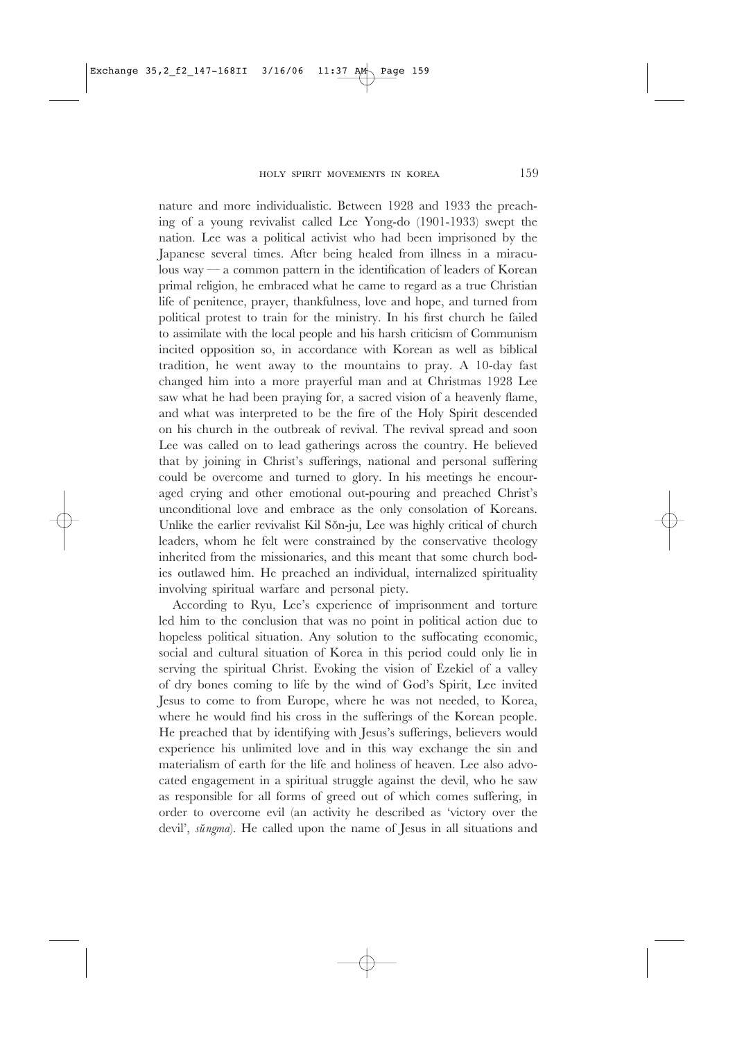nature and more individualistic. Between 1928 and 1933 the preaching of a young revivalist called Lee Yong-do (1901-1933) swept the nation. Lee was a political activist who had been imprisoned by the Japanese several times. After being healed from illness in a miraculous way — a common pattern in the identification of leaders of Korean primal religion, he embraced what he came to regard as a true Christian life of penitence, prayer, thankfulness, love and hope, and turned from political protest to train for the ministry. In his first church he failed to assimilate with the local people and his harsh criticism of Communism incited opposition so, in accordance with Korean as well as biblical tradition, he went away to the mountains to pray. A 10-day fast changed him into a more prayerful man and at Christmas 1928 Lee saw what he had been praying for, a sacred vision of a heavenly flame, and what was interpreted to be the fire of the Holy Spirit descended on his church in the outbreak of revival. The revival spread and soon Lee was called on to lead gatherings across the country. He believed that by joining in Christ's sufferings, national and personal suffering could be overcome and turned to glory. In his meetings he encouraged crying and other emotional out-pouring and preached Christ's unconditional love and embrace as the only consolation of Koreans. Unlike the earlier revivalist Kil Sŏn-ju, Lee was highly critical of church leaders, whom he felt were constrained by the conservative theology inherited from the missionaries, and this meant that some church bodies outlawed him. He preached an individual, internalized spirituality involving spiritual warfare and personal piety.

According to Ryu, Lee's experience of imprisonment and torture led him to the conclusion that was no point in political action due to hopeless political situation. Any solution to the suffocating economic, social and cultural situation of Korea in this period could only lie in serving the spiritual Christ. Evoking the vision of Ezekiel of a valley of dry bones coming to life by the wind of God's Spirit, Lee invited Jesus to come to from Europe, where he was not needed, to Korea, where he would find his cross in the sufferings of the Korean people. He preached that by identifying with Jesus's sufferings, believers would experience his unlimited love and in this way exchange the sin and materialism of earth for the life and holiness of heaven. Lee also advocated engagement in a spiritual struggle against the devil, who he saw as responsible for all forms of greed out of which comes suffering, in order to overcome evil (an activity he described as 'victory over the devil', *sŭngma*). He called upon the name of Jesus in all situations and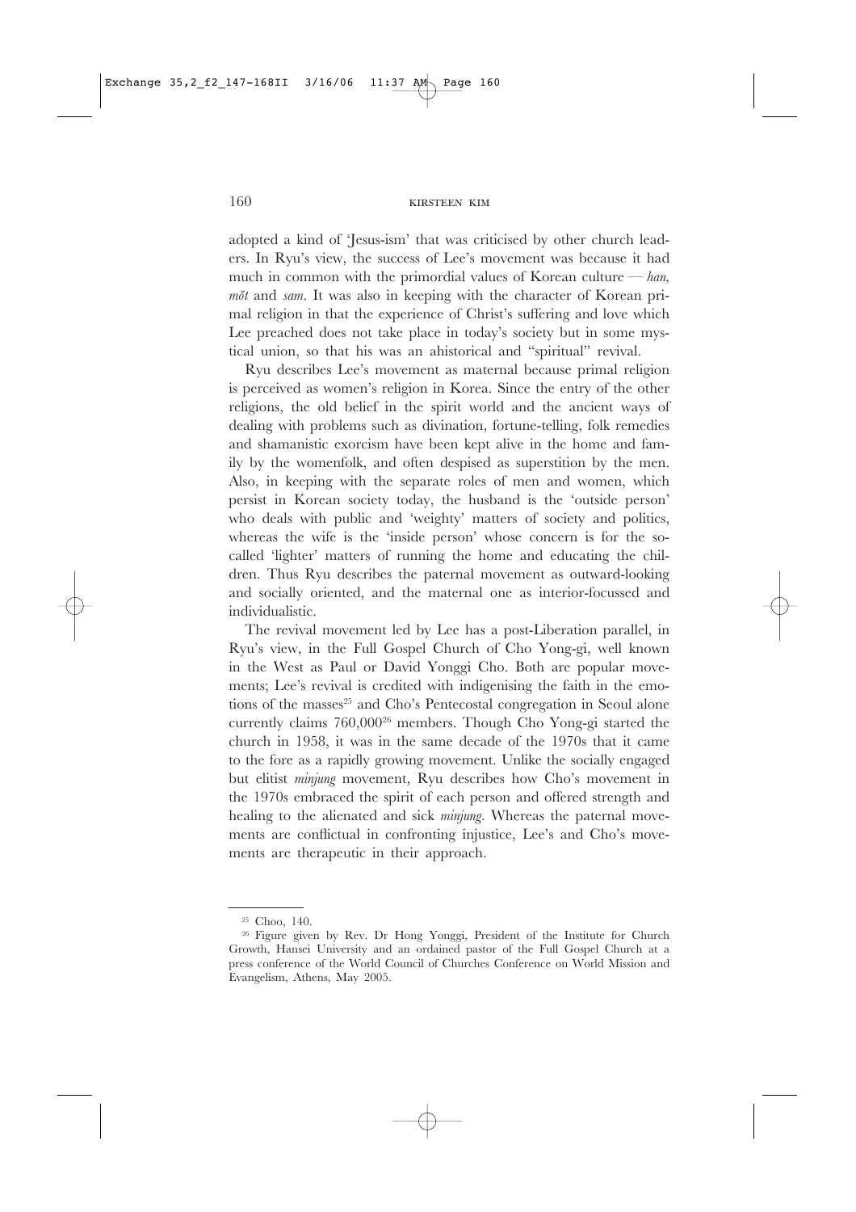adopted a kind of 'Jesus-ism' that was criticised by other church leaders. In Ryu's view, the success of Lee's movement was because it had much in common with the primordial values of Korean culture — *han, mŏt* and *sam*. It was also in keeping with the character of Korean primal religion in that the experience of Christ's suffering and love which Lee preached does not take place in today's society but in some mystical union, so that his was an ahistorical and "spiritual" revival.

Ryu describes Lee's movement as maternal because primal religion is perceived as women's religion in Korea. Since the entry of the other religions, the old belief in the spirit world and the ancient ways of dealing with problems such as divination, fortune-telling, folk remedies and shamanistic exorcism have been kept alive in the home and family by the womenfolk, and often despised as superstition by the men. Also, in keeping with the separate roles of men and women, which persist in Korean society today, the husband is the 'outside person' who deals with public and 'weighty' matters of society and politics, whereas the wife is the 'inside person' whose concern is for the so-called 'lighter' matters of running the home and educating the children. Thus Ryu describes the paternal movement as outward-looking and socially oriented, and the maternal one as interior-focussed and individualistic.

The revival movement led by Lee has a post-Liberation parallel, in Ryu's view, in the Full Gospel Church of Cho Yong-gi, well known in the West as Paul or David Yonggi Cho. Both are popular movements; Lee's revival is credited with indigenising the faith in the emotions of the masses[25] and Cho's Pentecostal congregation in Seoul alone currently claims 760,000[26] members. Though Cho Yong-gi started the church in 1958, it was in the same decade of the 1970s that it came to the fore as a rapidly growing movement. Unlike the socially engaged but elitist *minjung* movement, Ryu describes how Cho's movement in the 1970s embraced the spirit of each person and offered strength and healing to the alienated and sick *minjung*. Whereas the paternal movements are conflictual in confronting injustice, Lee's and Cho's movements are therapeutic in their approach.

---

[25] Choo, 140.

[26] Figure given by Rev. Dr Hong Yonggi, President of the Institute for Church Growth, Hansei University and an ordained pastor of the Full Gospel Church at a press conference of the World Council of Churches Conference on World Mission and Evangelism, Athens, May 2005.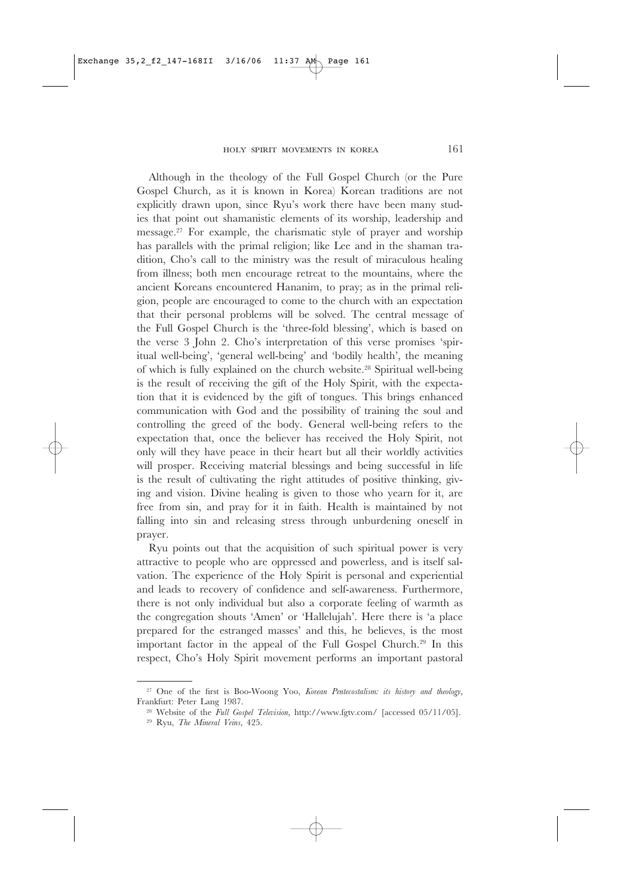Although in the theology of the Full Gospel Church (or the Pure Gospel Church, as it is known in Korea) Korean traditions are not explicitly drawn upon, since Ryu's work there have been many studies that point out shamanistic elements of its worship, leadership and message.[27] For example, the charismatic style of prayer and worship has parallels with the primal religion; like Lee and in the shaman tradition, Cho's call to the ministry was the result of miraculous healing from illness; both men encourage retreat to the mountains, where the ancient Koreans encountered Hananim, to pray; as in the primal religion, people are encouraged to come to the church with an expectation that their personal problems will be solved. The central message of the Full Gospel Church is the 'three-fold blessing', which is based on the verse 3 John 2. Cho's interpretation of this verse promises 'spiritual well-being', 'general well-being' and 'bodily health', the meaning of which is fully explained on the church website.[28] Spiritual well-being is the result of receiving the gift of the Holy Spirit, with the expectation that it is evidenced by the gift of tongues. This brings enhanced communication with God and the possibility of training the soul and controlling the greed of the body. General well-being refers to the expectation that, once the believer has received the Holy Spirit, not only will they have peace in their heart but all their worldly activities will prosper. Receiving material blessings and being successful in life is the result of cultivating the right attitudes of positive thinking, giving and vision. Divine healing is given to those who yearn for it, are free from sin, and pray for it in faith. Health is maintained by not falling into sin and releasing stress through unburdening oneself in prayer.

Ryu points out that the acquisition of such spiritual power is very attractive to people who are oppressed and powerless, and is itself salvation. The experience of the Holy Spirit is personal and experiential and leads to recovery of confidence and self-awareness. Furthermore, there is not only individual but also a corporate feeling of warmth as the congregation shouts 'Amen' or 'Hallelujah'. Here there is 'a place prepared for the estranged masses' and this, he believes, is the most important factor in the appeal of the Full Gospel Church.[29] In this respect, Cho's Holy Spirit movement performs an important pastoral

---

[27] One of the first is Boo-Woong Yoo, *Korean Pentecostalism: its history and theology*, Frankfurt: Peter Lang 1987.

[28] Website of the *Full Gospel Television*, http://www.fgtv.com/ [accessed 05/11/05].

[29] Ryu, *The Mineral Veins*, 425.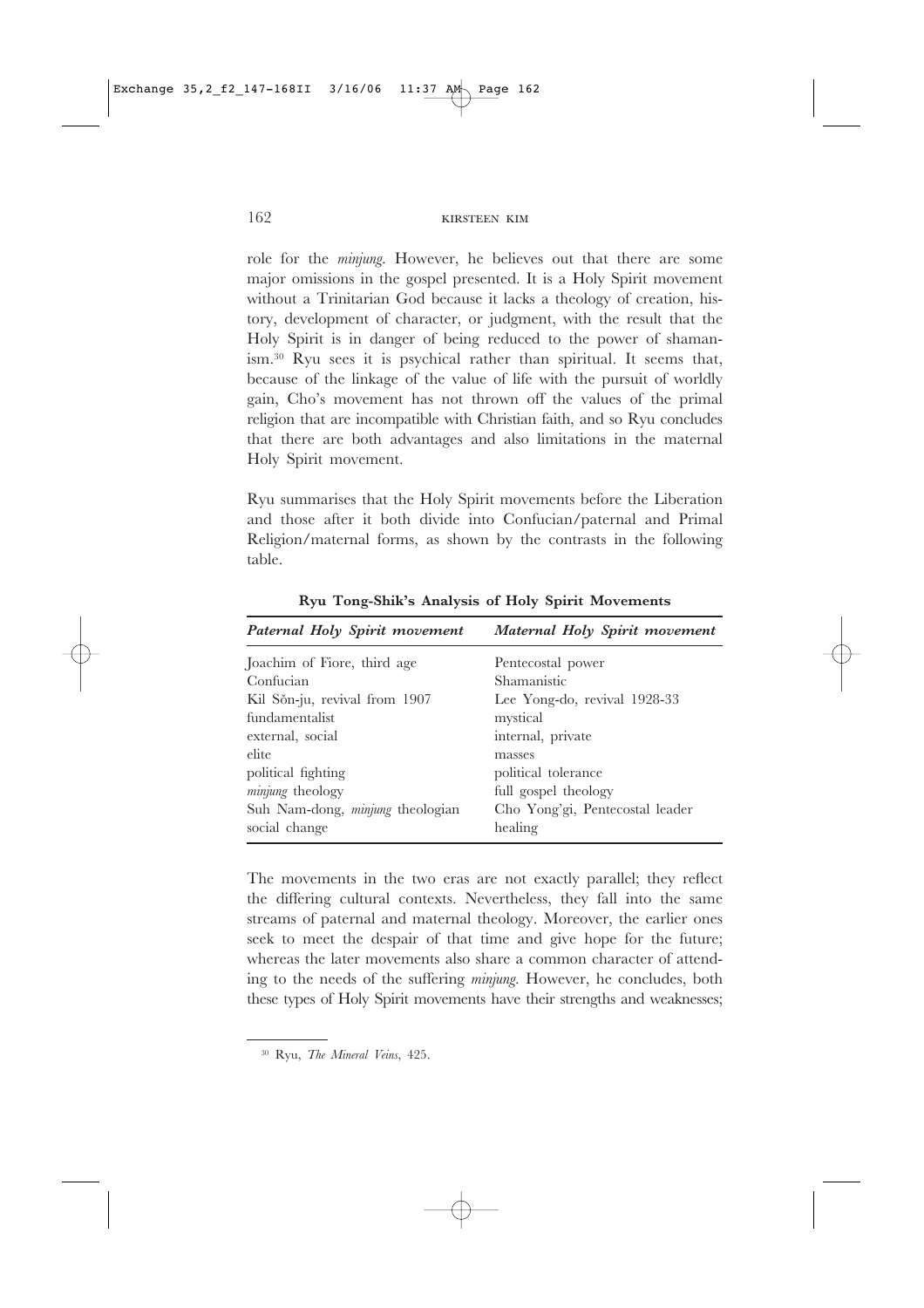role for the *minjung*. However, he believes out that there are some major omissions in the gospel presented. It is a Holy Spirit movement without a Trinitarian God because it lacks a theology of creation, history, development of character, or judgment, with the result that the Holy Spirit is in danger of being reduced to the power of shamanism.[30] Ryu sees it is psychical rather than spiritual. It seems that, because of the linkage of the value of life with the pursuit of worldly gain, Cho's movement has not thrown off the values of the primal religion that are incompatible with Christian faith, and so Ryu concludes that there are both advantages and also limitations in the maternal Holy Spirit movement.

Ryu summarises that the Holy Spirit movements before the Liberation and those after it both divide into Confucian/paternal and Primal Religion/maternal forms, as shown by the contrasts in the following table.

**Ryu Tong-Shik's Analysis of Holy Spirit Movements**

| *Paternal Holy Spirit movement* | *Maternal Holy Spirit movement* |
|---|---|
| Joachim of Fiore, third age | Pentecostal power |
| Confucian | Shamanistic |
| Kil Sŏn-ju, revival from 1907 | Lee Yong-do, revival 1928-33 |
| fundamentalist | mystical |
| external, social | internal, private |
| elite | masses |
| political fighting | political tolerance |
| *minjung* theology | full gospel theology |
| Suh Nam-dong, *minjung* theologian | Cho Yong'gi, Pentecostal leader |
| social change | healing |

The movements in the two eras are not exactly parallel; they reflect the differing cultural contexts. Nevertheless, they fall into the same streams of paternal and maternal theology. Moreover, the earlier ones seek to meet the despair of that time and give hope for the future; whereas the later movements also share a common character of attending to the needs of the suffering *minjung*. However, he concludes, both these types of Holy Spirit movements have their strengths and weaknesses;

[30] Ryu, *The Mineral Veins*, 425.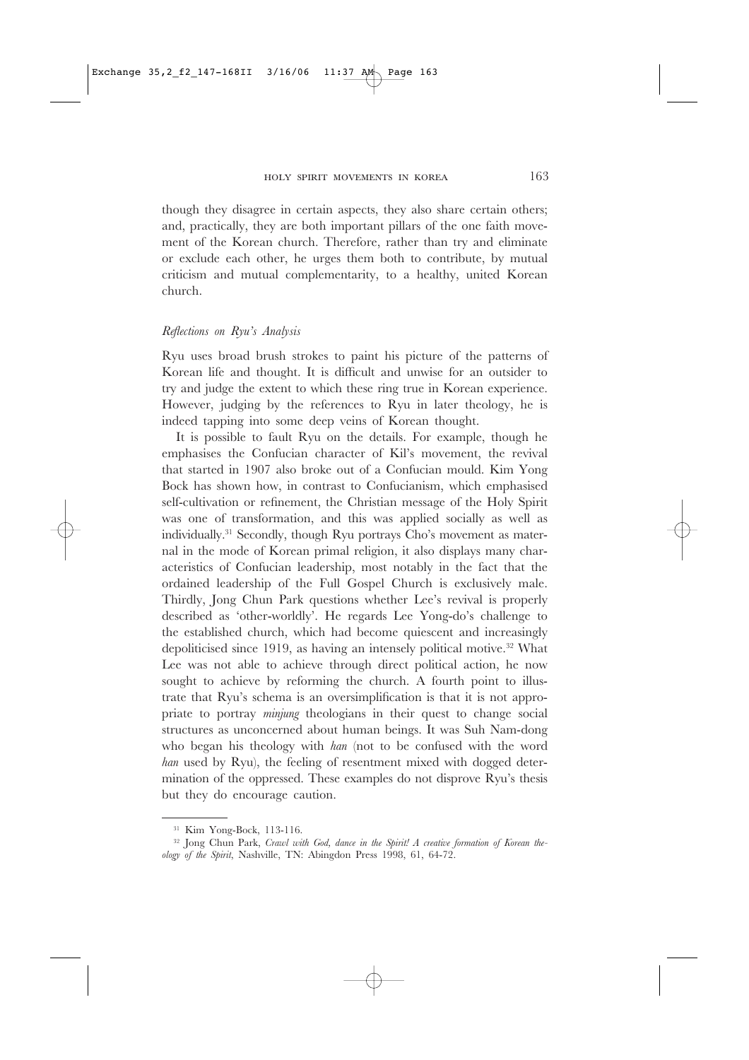though they disagree in certain aspects, they also share certain others; and, practically, they are both important pillars of the one faith movement of the Korean church. Therefore, rather than try and eliminate or exclude each other, he urges them both to contribute, by mutual criticism and mutual complementarity, to a healthy, united Korean church.

### *Reflections on Ryu's Analysis*

Ryu uses broad brush strokes to paint his picture of the patterns of Korean life and thought. It is difficult and unwise for an outsider to try and judge the extent to which these ring true in Korean experience. However, judging by the references to Ryu in later theology, he is indeed tapping into some deep veins of Korean thought.

It is possible to fault Ryu on the details. For example, though he emphasises the Confucian character of Kil's movement, the revival that started in 1907 also broke out of a Confucian mould. Kim Yong Bock has shown how, in contrast to Confucianism, which emphasised self-cultivation or refinement, the Christian message of the Holy Spirit was one of transformation, and this was applied socially as well as individually.[31] Secondly, though Ryu portrays Cho's movement as maternal in the mode of Korean primal religion, it also displays many characteristics of Confucian leadership, most notably in the fact that the ordained leadership of the Full Gospel Church is exclusively male. Thirdly, Jong Chun Park questions whether Lee's revival is properly described as 'other-worldly'. He regards Lee Yong-do's challenge to the established church, which had become quiescent and increasingly depoliticised since 1919, as having an intensely political motive.[32] What Lee was not able to achieve through direct political action, he now sought to achieve by reforming the church. A fourth point to illustrate that Ryu's schema is an oversimplification is that it is not appropriate to portray *minjung* theologians in their quest to change social structures as unconcerned about human beings. It was Suh Nam-dong who began his theology with *han* (not to be confused with the word *han* used by Ryu), the feeling of resentment mixed with dogged determination of the oppressed. These examples do not disprove Ryu's thesis but they do encourage caution.

---

[31] Kim Yong-Bock, 113-116.

[32] Jong Chun Park, *Crawl with God, dance in the Spirit! A creative formation of Korean theology of the Spirit*, Nashville, TN: Abingdon Press 1998, 61, 64-72.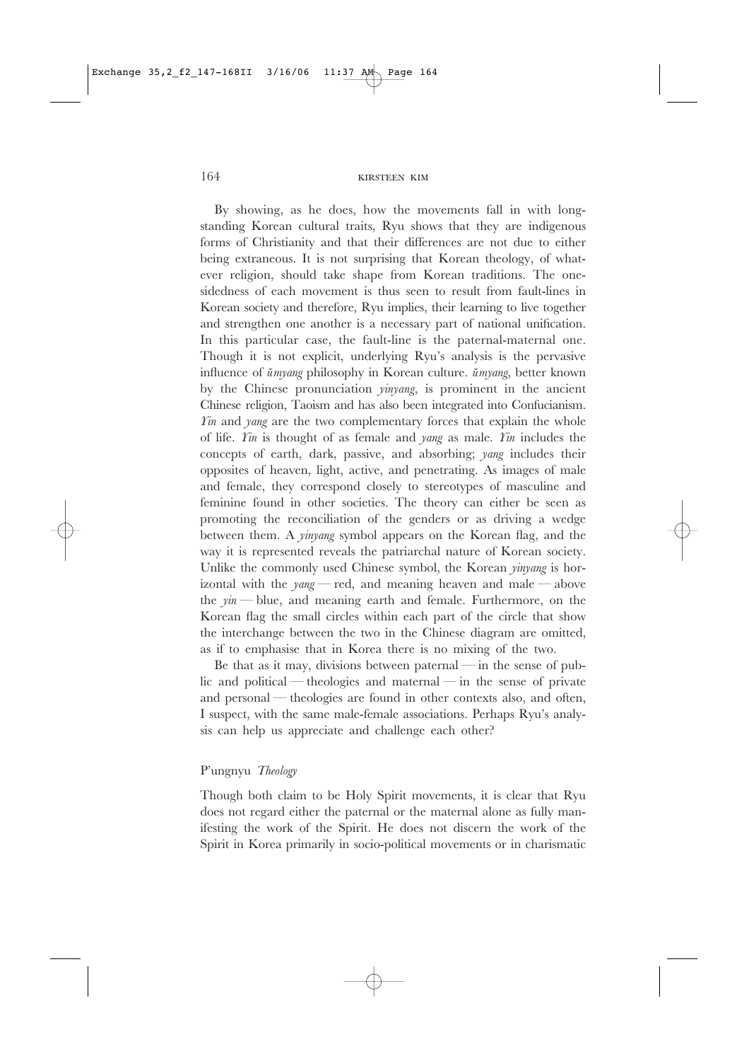By showing, as he does, how the movements fall in with longstanding Korean cultural traits, Ryu shows that they are indigenous forms of Christianity and that their differences are not due to either being extraneous. It is not surprising that Korean theology, of whatever religion, should take shape from Korean traditions. The one-sidedness of each movement is thus seen to result from fault-lines in Korean society and therefore, Ryu implies, their learning to live together and strengthen one another is a necessary part of national unification. In this particular case, the fault-line is the paternal-maternal one. Though it is not explicit, underlying Ryu's analysis is the pervasive influence of *ŭmyang* philosophy in Korean culture. *ŭmyang*, better known by the Chinese pronunciation *yinyang*, is prominent in the ancient Chinese religion, Taoism and has also been integrated into Confucianism. *Yin* and *yang* are the two complementary forces that explain the whole of life. *Yin* is thought of as female and *yang* as male. *Yin* includes the concepts of earth, dark, passive, and absorbing; *yang* includes their opposites of heaven, light, active, and penetrating. As images of male and female, they correspond closely to stereotypes of masculine and feminine found in other societies. The theory can either be seen as promoting the reconciliation of the genders or as driving a wedge between them. A *yinyang* symbol appears on the Korean flag, and the way it is represented reveals the patriarchal nature of Korean society. Unlike the commonly used Chinese symbol, the Korean *yinyang* is horizontal with the *yang* — red, and meaning heaven and male — above the *yin* — blue, and meaning earth and female. Furthermore, on the Korean flag the small circles within each part of the circle that show the interchange between the two in the Chinese diagram are omitted, as if to emphasise that in Korea there is no mixing of the two.

Be that as it may, divisions between paternal — in the sense of public and political — theologies and maternal — in the sense of private and personal — theologies are found in other contexts also, and often, I suspect, with the same male-female associations. Perhaps Ryu's analysis can help us appreciate and challenge each other?

## P'ungnyu *Theology*

Though both claim to be Holy Spirit movements, it is clear that Ryu does not regard either the paternal or the maternal alone as fully manifesting the work of the Spirit. He does not discern the work of the Spirit in Korea primarily in socio-political movements or in charismatic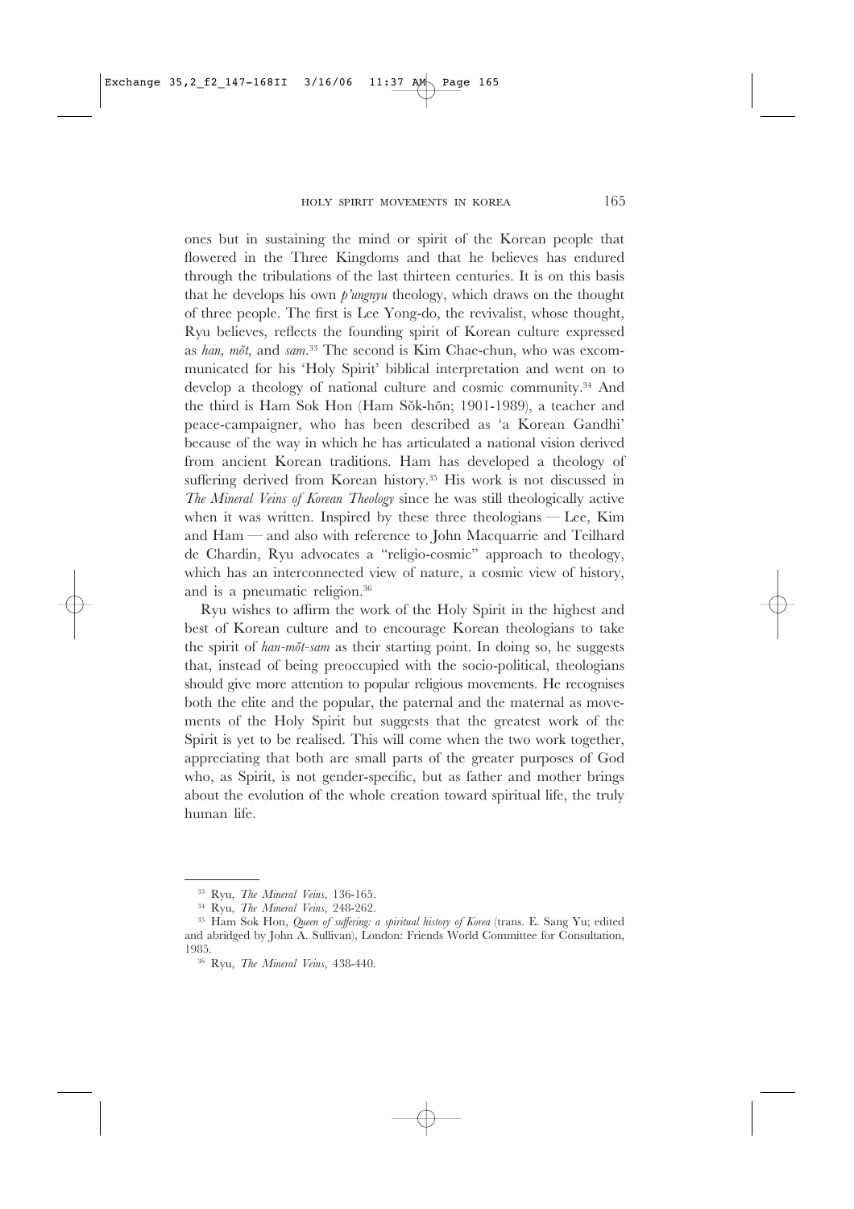ones but in sustaining the mind or spirit of the Korean people that flowered in the Three Kingdoms and that he believes has endured through the tribulations of the last thirteen centuries. It is on this basis that he develops his own *p'ungnyu* theology, which draws on the thought of three people. The first is Lee Yong-do, the revivalist, whose thought, Ryu believes, reflects the founding spirit of Korean culture expressed as *han*, *mŏt*, and *sam*.[33] The second is Kim Chae-chun, who was excommunicated for his 'Holy Spirit' biblical interpretation and went on to develop a theology of national culture and cosmic community.[34] And the third is Ham Sok Hon (Ham Sŏk-hŏn; 1901-1989), a teacher and peace-campaigner, who has been described as 'a Korean Gandhi' because of the way in which he has articulated a national vision derived from ancient Korean traditions. Ham has developed a theology of suffering derived from Korean history.[35] His work is not discussed in *The Mineral Veins of Korean Theology* since he was still theologically active when it was written. Inspired by these three theologians — Lee, Kim and Ham — and also with reference to John Macquarrie and Teilhard de Chardin, Ryu advocates a "religio-cosmic" approach to theology, which has an interconnected view of nature, a cosmic view of history, and is a pneumatic religion.[36]

Ryu wishes to affirm the work of the Holy Spirit in the highest and best of Korean culture and to encourage Korean theologians to take the spirit of *han-mŏt-sam* as their starting point. In doing so, he suggests that, instead of being preoccupied with the socio-political, theologians should give more attention to popular religious movements. He recognises both the elite and the popular, the paternal and the maternal as movements of the Holy Spirit but suggests that the greatest work of the Spirit is yet to be realised. This will come when the two work together, appreciating that both are small parts of the greater purposes of God who, as Spirit, is not gender-specific, but as father and mother brings about the evolution of the whole creation toward spiritual life, the truly human life.

---

[33] Ryu, *The Mineral Veins*, 136-165.

[34] Ryu, *The Mineral Veins*, 248-262.

[35] Ham Sok Hon, *Queen of suffering: a spiritual history of Korea* (trans. E. Sang Yu; edited and abridged by John A. Sullivan), London: Friends World Committee for Consultation, 1985.

[36] Ryu, *The Mineral Veins*, 438-440.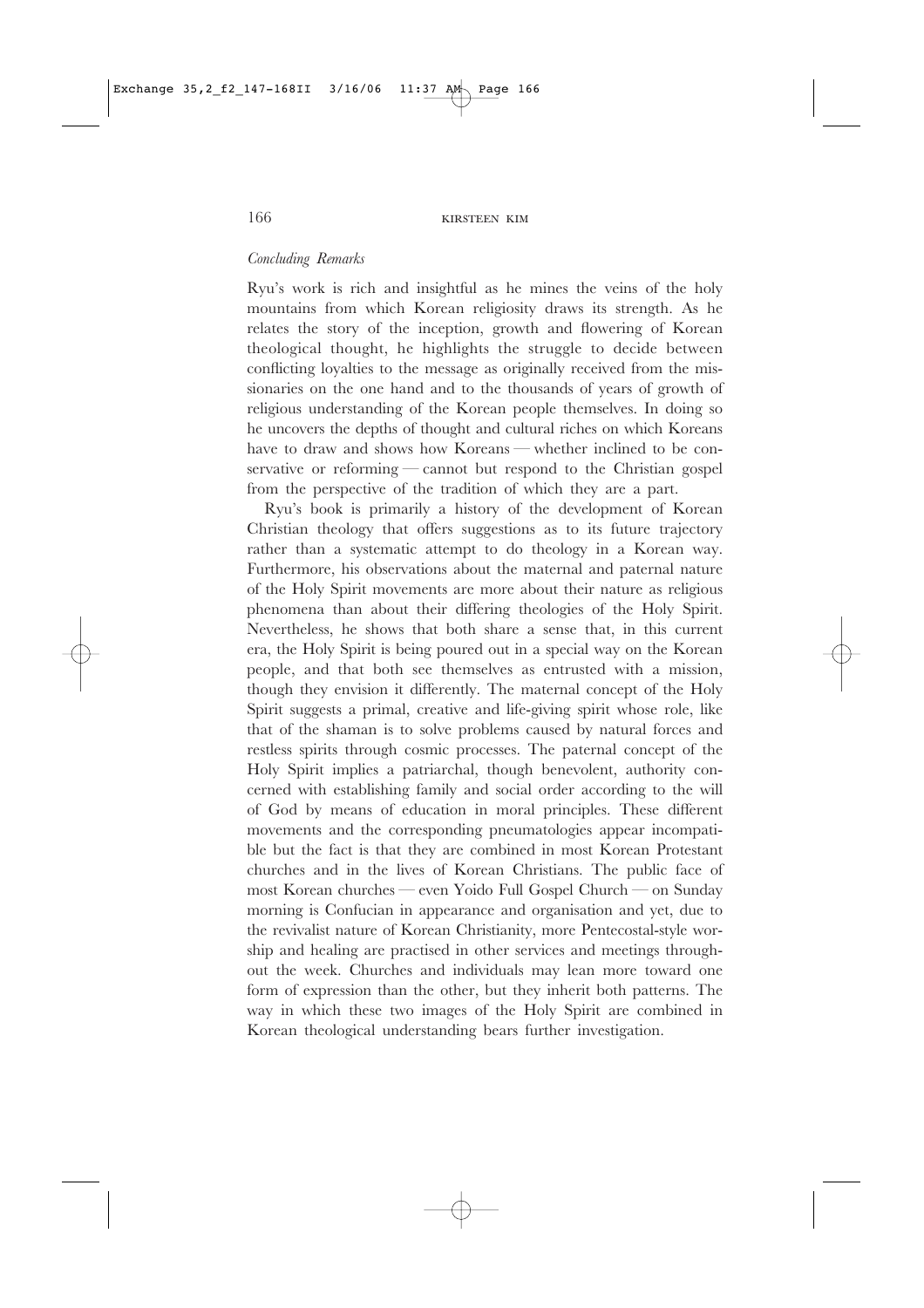*Concluding Remarks*

Ryu's work is rich and insightful as he mines the veins of the holy mountains from which Korean religiosity draws its strength. As he relates the story of the inception, growth and flowering of Korean theological thought, he highlights the struggle to decide between conflicting loyalties to the message as originally received from the missionaries on the one hand and to the thousands of years of growth of religious understanding of the Korean people themselves. In doing so he uncovers the depths of thought and cultural riches on which Koreans have to draw and shows how Koreans — whether inclined to be conservative or reforming — cannot but respond to the Christian gospel from the perspective of the tradition of which they are a part.

Ryu's book is primarily a history of the development of Korean Christian theology that offers suggestions as to its future trajectory rather than a systematic attempt to do theology in a Korean way. Furthermore, his observations about the maternal and paternal nature of the Holy Spirit movements are more about their nature as religious phenomena than about their differing theologies of the Holy Spirit. Nevertheless, he shows that both share a sense that, in this current era, the Holy Spirit is being poured out in a special way on the Korean people, and that both see themselves as entrusted with a mission, though they envision it differently. The maternal concept of the Holy Spirit suggests a primal, creative and life-giving spirit whose role, like that of the shaman is to solve problems caused by natural forces and restless spirits through cosmic processes. The paternal concept of the Holy Spirit implies a patriarchal, though benevolent, authority concerned with establishing family and social order according to the will of God by means of education in moral principles. These different movements and the corresponding pneumatologies appear incompatible but the fact is that they are combined in most Korean Protestant churches and in the lives of Korean Christians. The public face of most Korean churches — even Yoido Full Gospel Church — on Sunday morning is Confucian in appearance and organisation and yet, due to the revivalist nature of Korean Christianity, more Pentecostal-style worship and healing are practised in other services and meetings throughout the week. Churches and individuals may lean more toward one form of expression than the other, but they inherit both patterns. The way in which these two images of the Holy Spirit are combined in Korean theological understanding bears further investigation.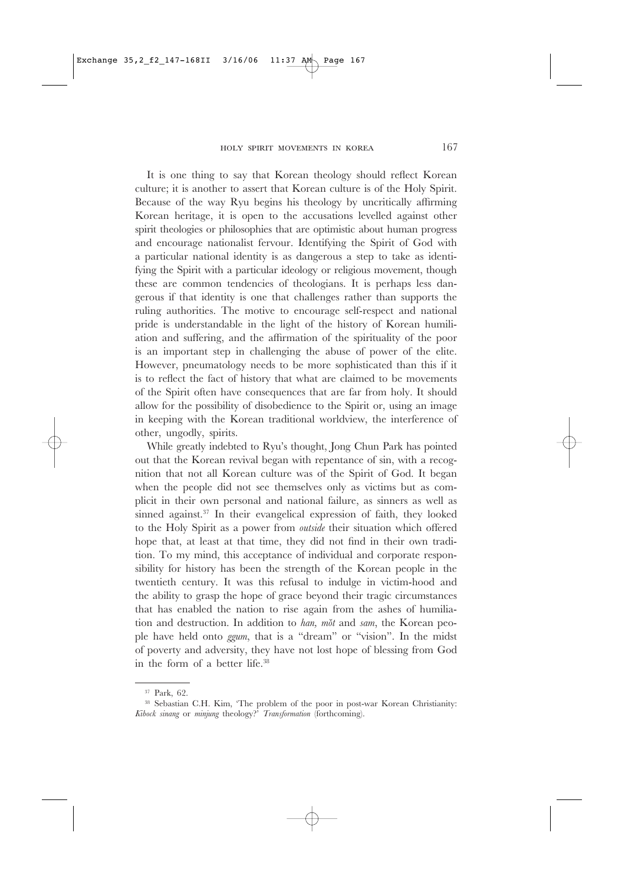It is one thing to say that Korean theology should reflect Korean culture; it is another to assert that Korean culture is of the Holy Spirit. Because of the way Ryu begins his theology by uncritically affirming Korean heritage, it is open to the accusations levelled against other spirit theologies or philosophies that are optimistic about human progress and encourage nationalist fervour. Identifying the Spirit of God with a particular national identity is as dangerous a step to take as identifying the Spirit with a particular ideology or religious movement, though these are common tendencies of theologians. It is perhaps less dangerous if that identity is one that challenges rather than supports the ruling authorities. The motive to encourage self-respect and national pride is understandable in the light of the history of Korean humiliation and suffering, and the affirmation of the spirituality of the poor is an important step in challenging the abuse of power of the elite. However, pneumatology needs to be more sophisticated than this if it is to reflect the fact of history that what are claimed to be movements of the Spirit often have consequences that are far from holy. It should allow for the possibility of disobedience to the Spirit or, using an image in keeping with the Korean traditional worldview, the interference of other, ungodly, spirits.

While greatly indebted to Ryu's thought, Jong Chun Park has pointed out that the Korean revival began with repentance of sin, with a recognition that not all Korean culture was of the Spirit of God. It began when the people did not see themselves only as victims but as complicit in their own personal and national failure, as sinners as well as sinned against.[37] In their evangelical expression of faith, they looked to the Holy Spirit as a power from *outside* their situation which offered hope that, at least at that time, they did not find in their own tradition. To my mind, this acceptance of individual and corporate responsibility for history has been the strength of the Korean people in the twentieth century. It was this refusal to indulge in victim-hood and the ability to grasp the hope of grace beyond their tragic circumstances that has enabled the nation to rise again from the ashes of humiliation and destruction. In addition to *han, mŏt* and *sam*, the Korean people have held onto *ggum*, that is a "dream" or "vision". In the midst of poverty and adversity, they have not lost hope of blessing from God in the form of a better life.[38]

---

[37] Park, 62.

[38] Sebastian C.H. Kim, 'The problem of the poor in post-war Korean Christianity: *Kibock sinang* or *minjung* theology?' *Transformation* (forthcoming).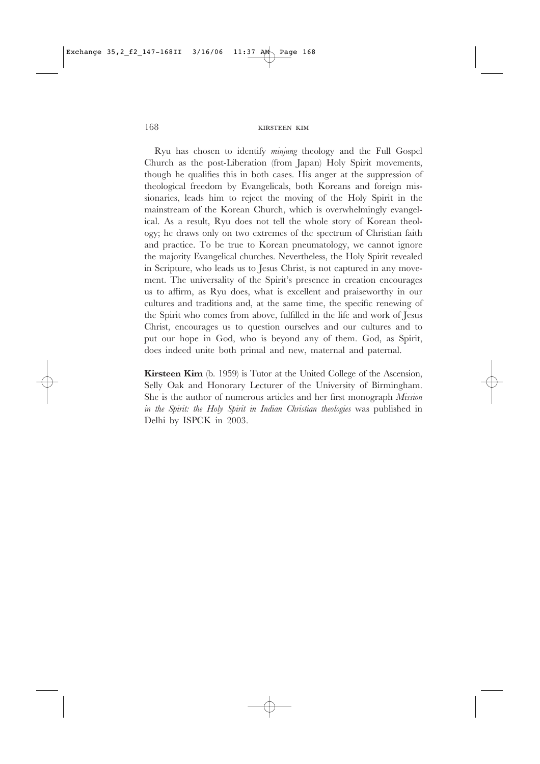Ryu has chosen to identify *minjung* theology and the Full Gospel Church as the post-Liberation (from Japan) Holy Spirit movements, though he qualifies this in both cases. His anger at the suppression of theological freedom by Evangelicals, both Koreans and foreign missionaries, leads him to reject the moving of the Holy Spirit in the mainstream of the Korean Church, which is overwhelmingly evangelical. As a result, Ryu does not tell the whole story of Korean theology; he draws only on two extremes of the spectrum of Christian faith and practice. To be true to Korean pneumatology, we cannot ignore the majority Evangelical churches. Nevertheless, the Holy Spirit revealed in Scripture, who leads us to Jesus Christ, is not captured in any movement. The universality of the Spirit's presence in creation encourages us to affirm, as Ryu does, what is excellent and praiseworthy in our cultures and traditions and, at the same time, the specific renewing of the Spirit who comes from above, fulfilled in the life and work of Jesus Christ, encourages us to question ourselves and our cultures and to put our hope in God, who is beyond any of them. God, as Spirit, does indeed unite both primal and new, maternal and paternal.

**Kirsteen Kim** (b. 1959) is Tutor at the United College of the Ascension, Selly Oak and Honorary Lecturer of the University of Birmingham. She is the author of numerous articles and her first monograph *Mission in the Spirit: the Holy Spirit in Indian Christian theologies* was published in Delhi by ISPCK in 2003.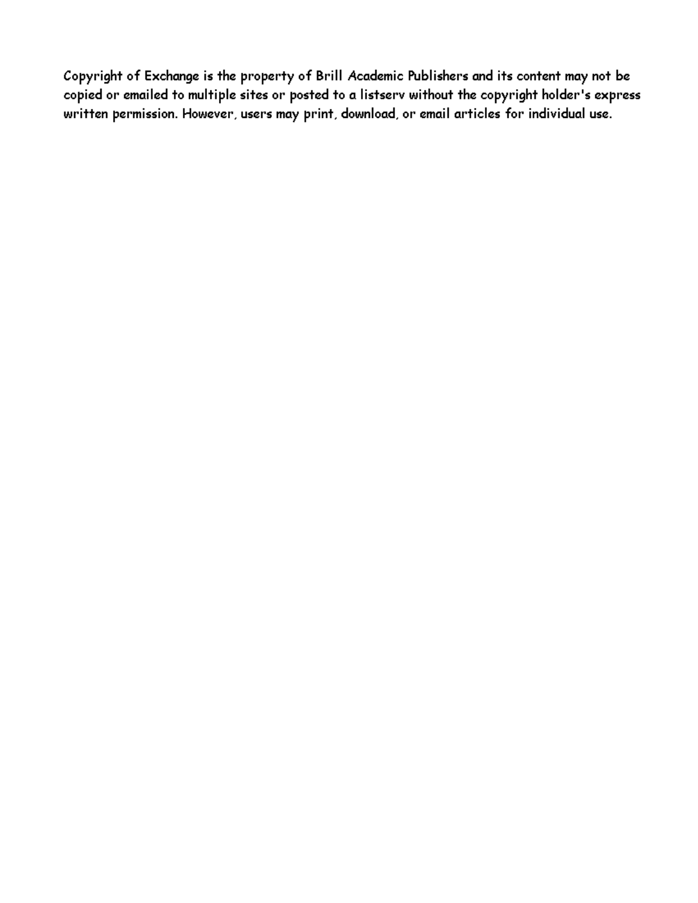Copyright of Exchange is the property of Brill Academic Publishers and its content may not be copied or emailed to multiple sites or posted to a listserv without the copyright holder's express written permission. However, users may print, download, or email articles for individual use.